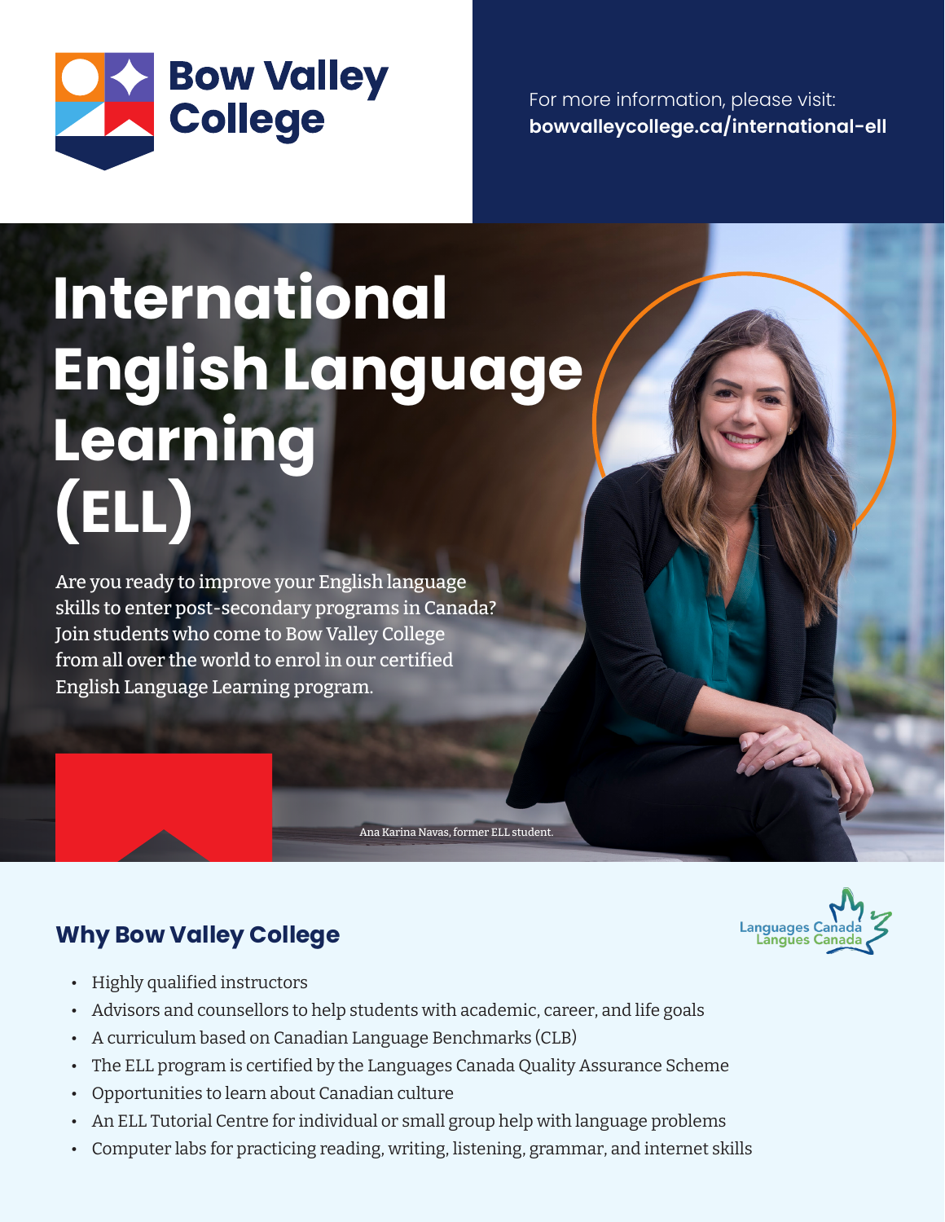Bow Valley College

For more information, please visit:
**bowvalleycollege.ca/international-ell**

# International English Language Learning (ELL)

Are you ready to improve your English language skills to enter post-secondary programs in Canada? Join students who come to Bow Valley College from all over the world to enrol in our certified English Language Learning program.

Ana Karina Navas, former ELL student.

## Why Bow Valley College

Languages Canada
Langues Canada

- Highly qualified instructors
- Advisors and counsellors to help students with academic, career, and life goals
- A curriculum based on Canadian Language Benchmarks (CLB)
- The ELL program is certified by the Languages Canada Quality Assurance Scheme
- Opportunities to learn about Canadian culture
- An ELL Tutorial Centre for individual or small group help with language problems
- Computer labs for practicing reading, writing, listening, grammar, and internet skills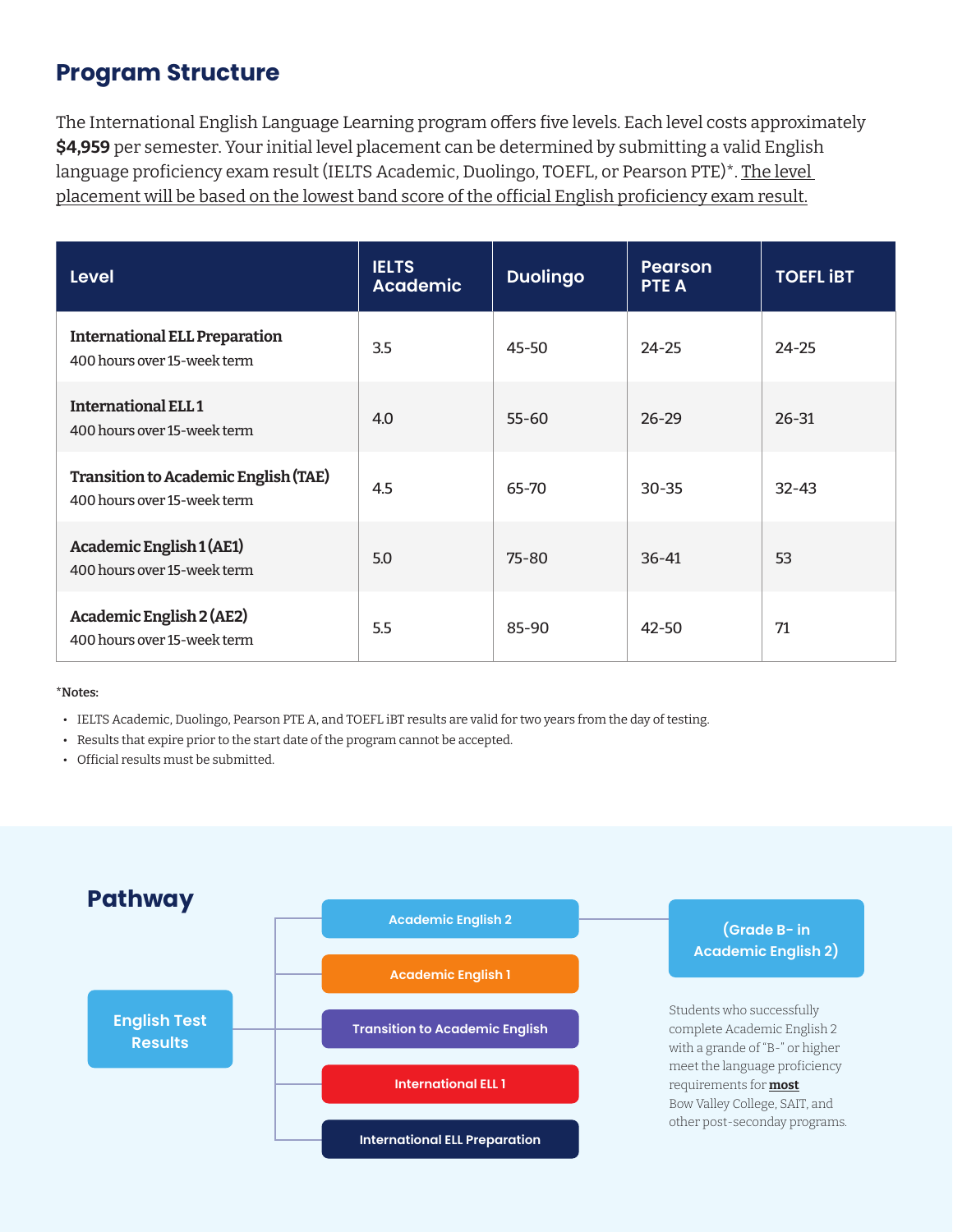## Program Structure

The International English Language Learning program offers five levels. Each level costs approximately **$4,959** per semester. Your initial level placement can be determined by submitting a valid English language proficiency exam result (IELTS Academic, Duolingo, TOEFL, or Pearson PTE)*. The level placement will be based on the lowest band score of the official English proficiency exam result.

| Level | IELTS Academic | Duolingo | Pearson PTE A | TOEFL iBT |
|---|---|---|---|---|
| **International ELL Preparation**<br>400 hours over 15-week term | 3.5 | 45-50 | 24-25 | 24-25 |
| **International ELL 1**<br>400 hours over 15-week term | 4.0 | 55-60 | 26-29 | 26-31 |
| **Transition to Academic English (TAE)**<br>400 hours over 15-week term | 4.5 | 65-70 | 30-35 | 32-43 |
| **Academic English 1 (AE1)**<br>400 hours over 15-week term | 5.0 | 75-80 | 36-41 | 53 |
| **Academic English 2 (AE2)**<br>400 hours over 15-week term | 5.5 | 85-90 | 42-50 | 71 |

*Notes:

- IELTS Academic, Duolingo, Pearson PTE A, and TOEFL iBT results are valid for two years from the day of testing.
- Results that expire prior to the start date of the program cannot be accepted.
- Official results must be submitted.

## Pathway

English Test Results

Academic English 2

Academic English 1

Transition to Academic English

International ELL 1

International ELL Preparation

(Grade B- in Academic English 2)

Students who successfully complete Academic English 2 with a grande of "B-" or higher meet the language proficiency requirements for **most** Bow Valley College, SAIT, and other post-seconday programs.